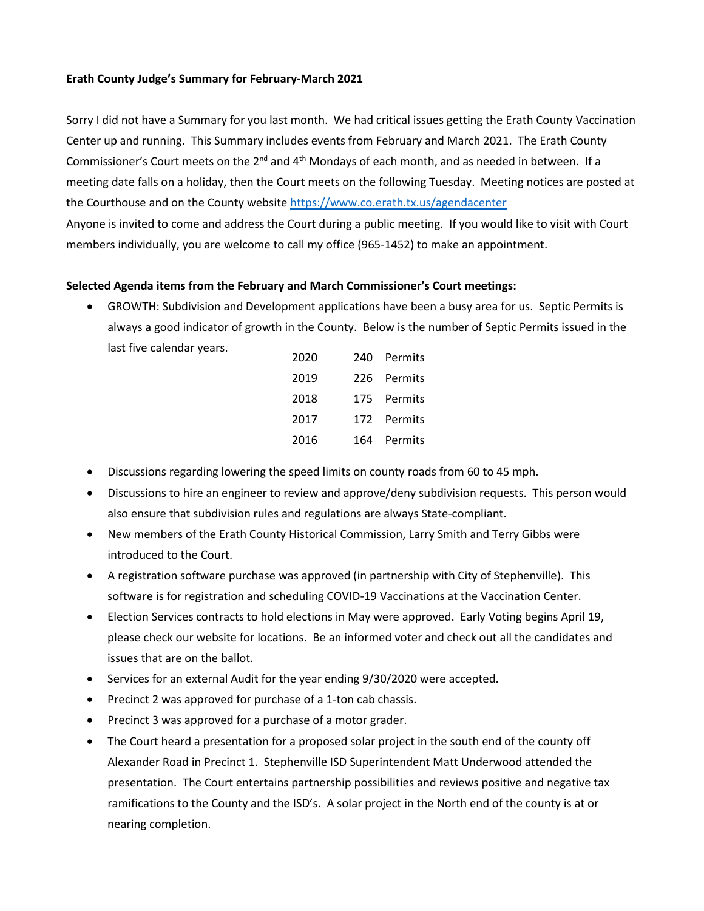**Erath County Judge's Summary for February-March 2021**

Sorry I did not have a Summary for you last month. We had critical issues getting the Erath County Vaccination Center up and running. This Summary includes events from February and March 2021. The Erath County Commissioner's Court meets on the 2nd and 4th Mondays of each month, and as needed in between. If a meeting date falls on a holiday, then the Court meets on the following Tuesday. Meeting notices are posted at the Courthouse and on the County website https://www.co.erath.tx.us/agendacenter

Anyone is invited to come and address the Court during a public meeting. If you would like to visit with Court members individually, you are welcome to call my office (965-1452) to make an appointment.

**Selected Agenda items from the February and March Commissioner's Court meetings:**

- GROWTH: Subdivision and Development applications have been a busy area for us. Septic Permits is always a good indicator of growth in the County. Below is the number of Septic Permits issued in the last five calendar years.

| Year | Count | |
|---|---|---|
| 2020 | 240 | Permits |
| 2019 | 226 | Permits |
| 2018 | 175 | Permits |
| 2017 | 172 | Permits |
| 2016 | 164 | Permits |

- Discussions regarding lowering the speed limits on county roads from 60 to 45 mph.
- Discussions to hire an engineer to review and approve/deny subdivision requests. This person would also ensure that subdivision rules and regulations are always State-compliant.
- New members of the Erath County Historical Commission, Larry Smith and Terry Gibbs were introduced to the Court.
- A registration software purchase was approved (in partnership with City of Stephenville). This software is for registration and scheduling COVID-19 Vaccinations at the Vaccination Center.
- Election Services contracts to hold elections in May were approved. Early Voting begins April 19, please check our website for locations. Be an informed voter and check out all the candidates and issues that are on the ballot.
- Services for an external Audit for the year ending 9/30/2020 were accepted.
- Precinct 2 was approved for purchase of a 1-ton cab chassis.
- Precinct 3 was approved for a purchase of a motor grader.
- The Court heard a presentation for a proposed solar project in the south end of the county off Alexander Road in Precinct 1. Stephenville ISD Superintendent Matt Underwood attended the presentation. The Court entertains partnership possibilities and reviews positive and negative tax ramifications to the County and the ISD's. A solar project in the North end of the county is at or nearing completion.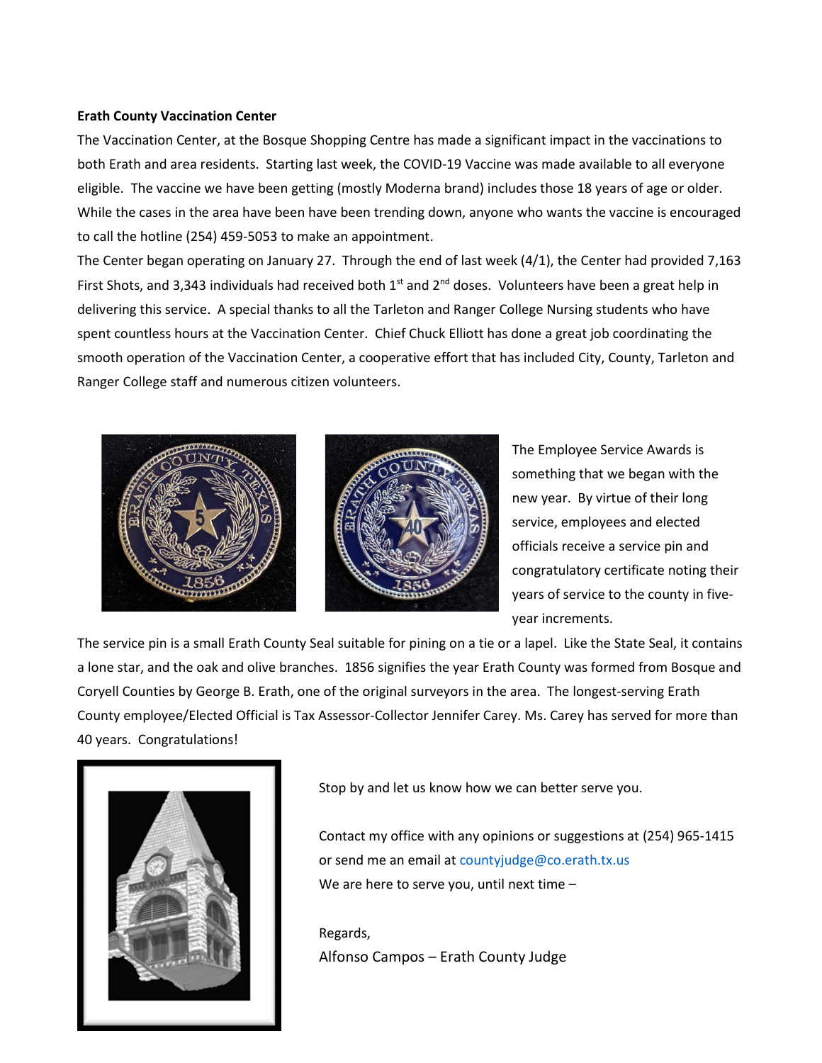**Erath County Vaccination Center**

The Vaccination Center, at the Bosque Shopping Centre has made a significant impact in the vaccinations to both Erath and area residents. Starting last week, the COVID-19 Vaccine was made available to all everyone eligible. The vaccine we have been getting (mostly Moderna brand) includes those 18 years of age or older. While the cases in the area have been have been trending down, anyone who wants the vaccine is encouraged to call the hotline (254) 459-5053 to make an appointment.

The Center began operating on January 27. Through the end of last week (4/1), the Center had provided 7,163 First Shots, and 3,343 individuals had received both 1st and 2nd doses. Volunteers have been a great help in delivering this service. A special thanks to all the Tarleton and Ranger College Nursing students who have spent countless hours at the Vaccination Center. Chief Chuck Elliott has done a great job coordinating the smooth operation of the Vaccination Center, a cooperative effort that has included City, County, Tarleton and Ranger College staff and numerous citizen volunteers.

The Employee Service Awards is something that we began with the new year. By virtue of their long service, employees and elected officials receive a service pin and congratulatory certificate noting their years of service to the county in five-year increments.

The service pin is a small Erath County Seal suitable for pining on a tie or a lapel. Like the State Seal, it contains a lone star, and the oak and olive branches. 1856 signifies the year Erath County was formed from Bosque and Coryell Counties by George B. Erath, one of the original surveyors in the area. The longest-serving Erath County employee/Elected Official is Tax Assessor-Collector Jennifer Carey. Ms. Carey has served for more than 40 years. Congratulations!

Stop by and let us know how we can better serve you.

Contact my office with any opinions or suggestions at (254) 965-1415 or send me an email at countyjudge@co.erath.tx.us

We are here to serve you, until next time –

Regards,

Alfonso Campos – Erath County Judge